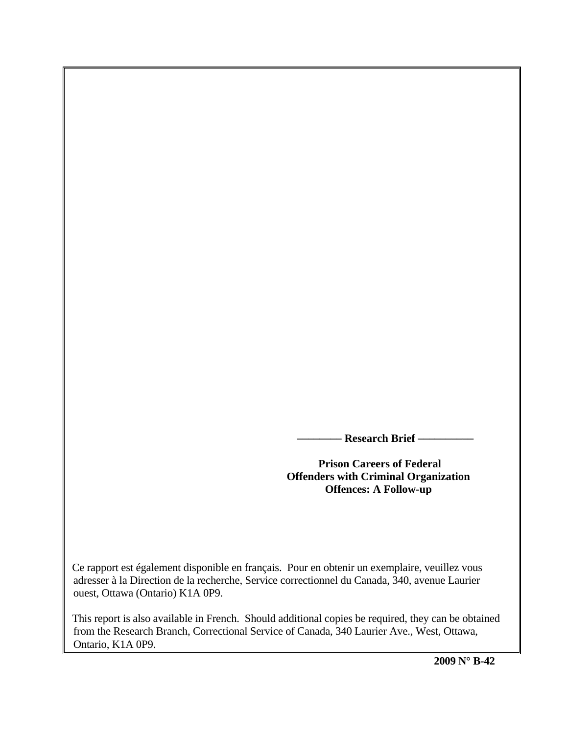**——— Research Brief ———**

# Prison Careers of Federal Offenders with Criminal Organization Offences: A Follow-up

Ce rapport est également disponible en français. Pour en obtenir un exemplaire, veuillez vous adresser à la Direction de la recherche, Service correctionnel du Canada, 340, avenue Laurier ouest, Ottawa (Ontario) K1A 0P9.

This report is also available in French. Should additional copies be required, they can be obtained from the Research Branch, Correctional Service of Canada, 340 Laurier Ave., West, Ottawa, Ontario, K1A 0P9.

**2009 N° B-42**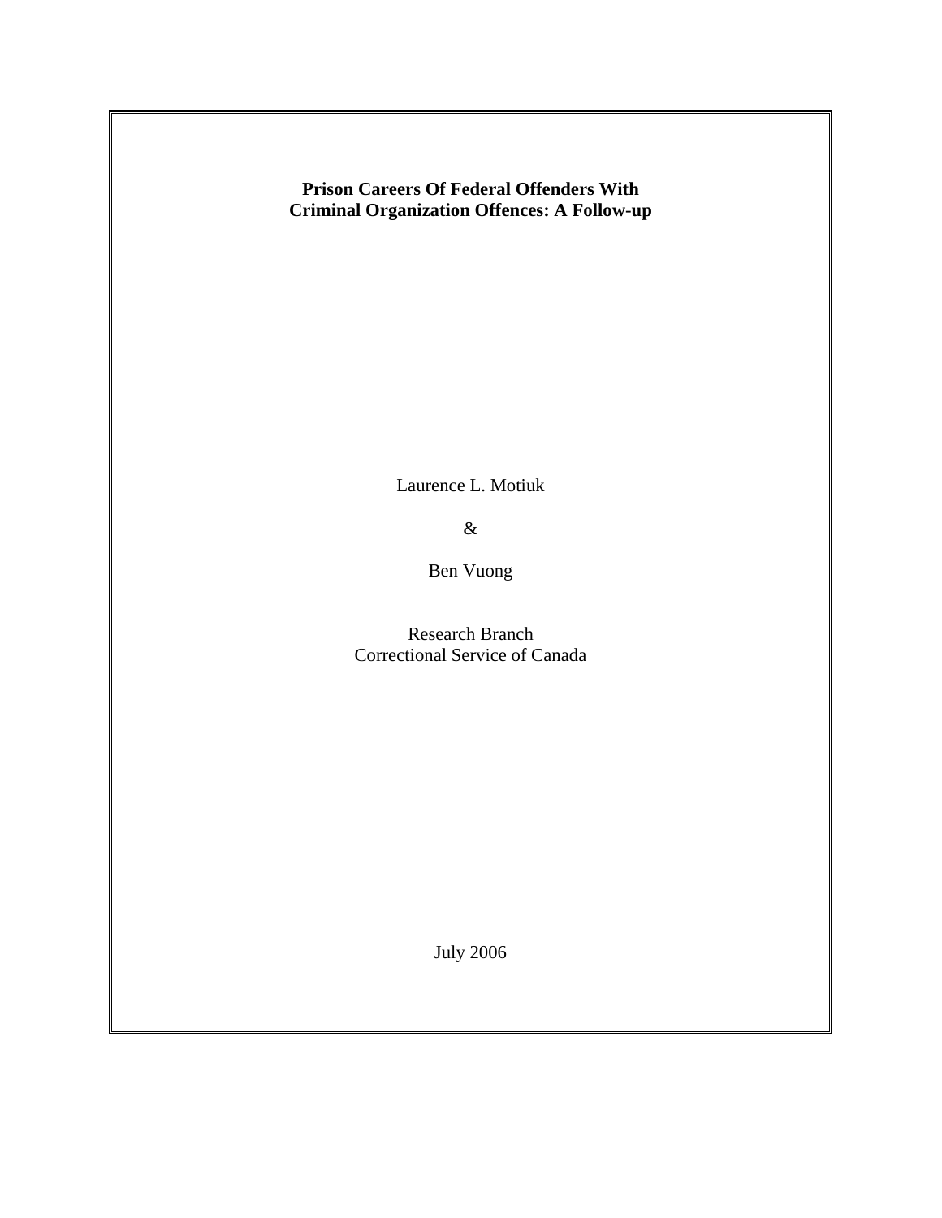**Prison Careers Of Federal Offenders With Criminal Organization Offences: A Follow-up**

Laurence L. Motiuk

&

Ben Vuong

Research Branch
Correctional Service of Canada

July 2006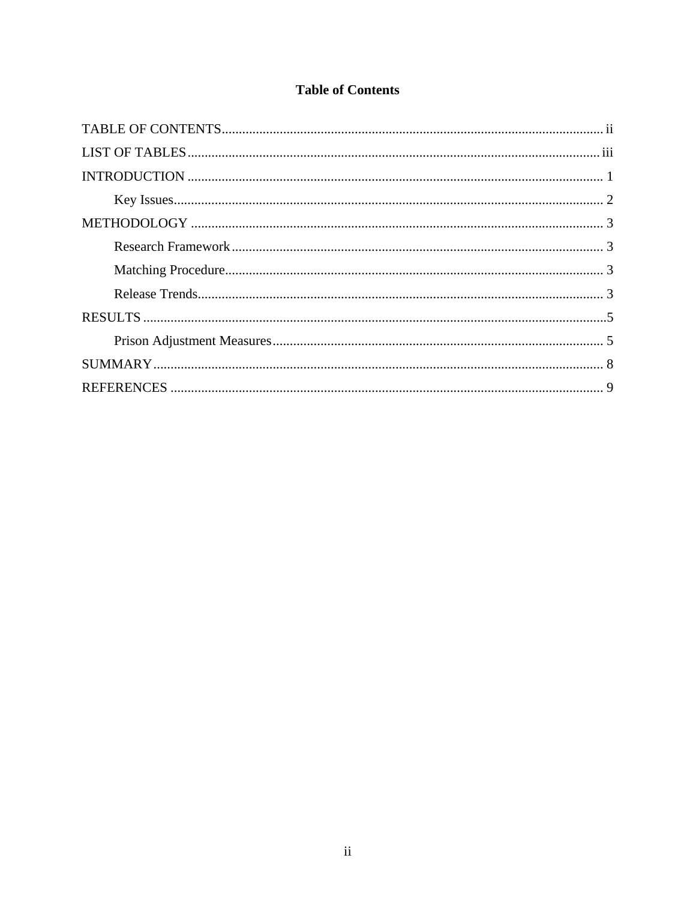# Table of Contents

TABLE OF CONTENTS ................................................................ ii

LIST OF TABLES ................................................................ iii

INTRODUCTION ................................................................ 1

- Key Issues ................................................................ 2

METHODOLOGY ................................................................ 3

- Research Framework ................................................................ 3
- Matching Procedure ................................................................ 3
- Release Trends ................................................................ 3

RESULTS ................................................................ 5

- Prison Adjustment Measures ................................................................ 5

SUMMARY ................................................................ 8

REFERENCES ................................................................ 9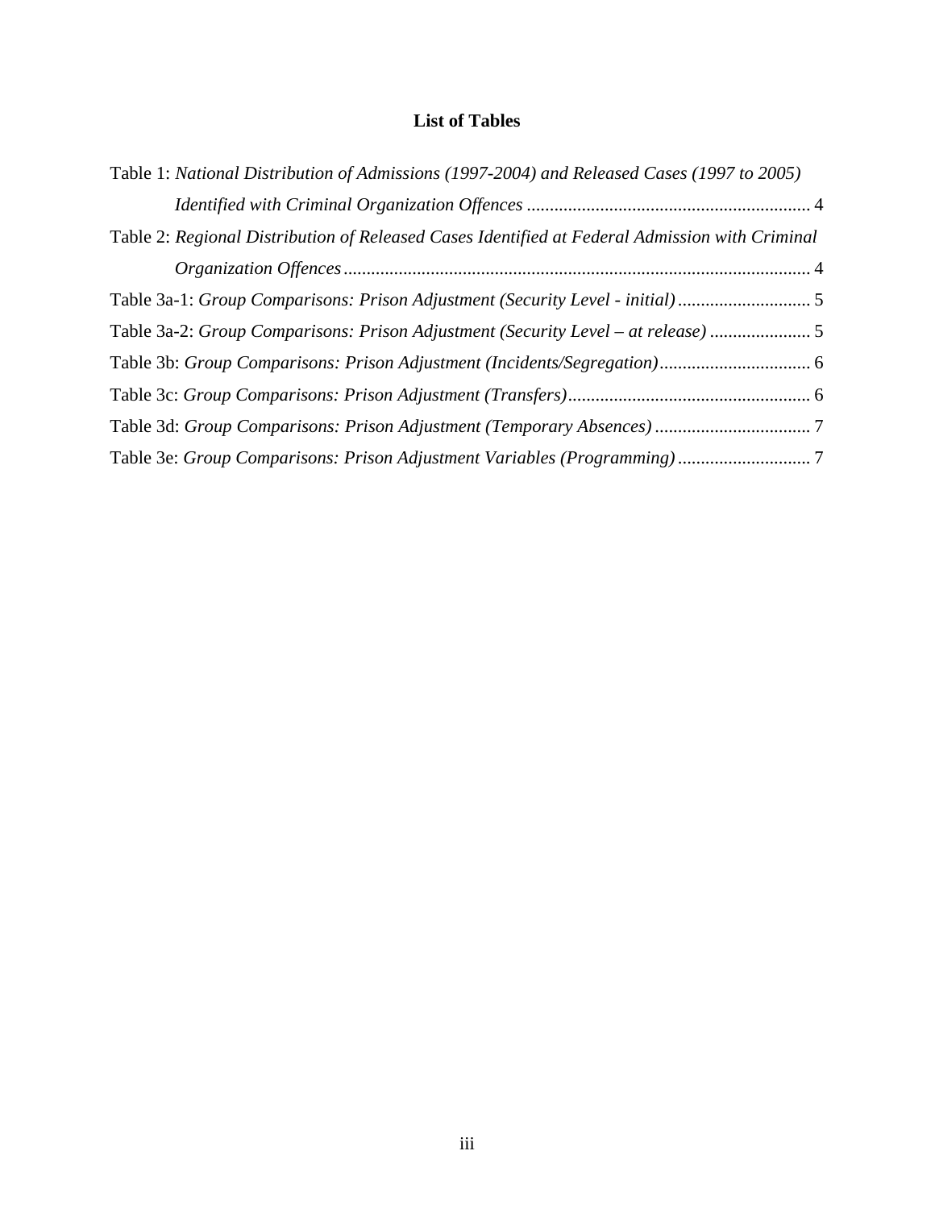# List of Tables

Table 1: *National Distribution of Admissions (1997-2004) and Released Cases (1997 to 2005) Identified with Criminal Organization Offences* ............................................................. 4

Table 2: *Regional Distribution of Released Cases Identified at Federal Admission with Criminal Organization Offences* ..................................................................................................... 4

Table 3a-1: *Group Comparisons: Prison Adjustment (Security Level - initial)* ............................. 5

Table 3a-2: *Group Comparisons: Prison Adjustment (Security Level – at release)* ...................... 5

Table 3b: *Group Comparisons: Prison Adjustment (Incidents/Segregation)*................................. 6

Table 3c: *Group Comparisons: Prison Adjustment (Transfers)*..................................................... 6

Table 3d: *Group Comparisons: Prison Adjustment (Temporary Absences)* .................................. 7

Table 3e: *Group Comparisons: Prison Adjustment Variables (Programming)* ............................. 7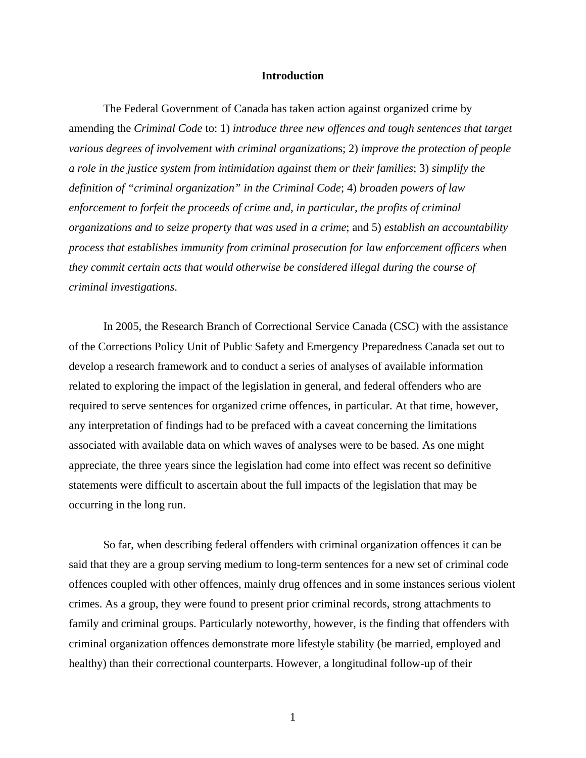## Introduction

The Federal Government of Canada has taken action against organized crime by amending the *Criminal Code* to: 1) *introduce three new offences and tough sentences that target various degrees of involvement with criminal organizations*; 2) *improve the protection of people a role in the justice system from intimidation against them or their families*; 3) *simplify the definition of "criminal organization" in the Criminal Code*; 4) *broaden powers of law enforcement to forfeit the proceeds of crime and, in particular, the profits of criminal organizations and to seize property that was used in a crime*; and 5) *establish an accountability process that establishes immunity from criminal prosecution for law enforcement officers when they commit certain acts that would otherwise be considered illegal during the course of criminal investigations*.

In 2005, the Research Branch of Correctional Service Canada (CSC) with the assistance of the Corrections Policy Unit of Public Safety and Emergency Preparedness Canada set out to develop a research framework and to conduct a series of analyses of available information related to exploring the impact of the legislation in general, and federal offenders who are required to serve sentences for organized crime offences, in particular. At that time, however, any interpretation of findings had to be prefaced with a caveat concerning the limitations associated with available data on which waves of analyses were to be based. As one might appreciate, the three years since the legislation had come into effect was recent so definitive statements were difficult to ascertain about the full impacts of the legislation that may be occurring in the long run.

So far, when describing federal offenders with criminal organization offences it can be said that they are a group serving medium to long-term sentences for a new set of criminal code offences coupled with other offences, mainly drug offences and in some instances serious violent crimes. As a group, they were found to present prior criminal records, strong attachments to family and criminal groups. Particularly noteworthy, however, is the finding that offenders with criminal organization offences demonstrate more lifestyle stability (be married, employed and healthy) than their correctional counterparts. However, a longitudinal follow-up of their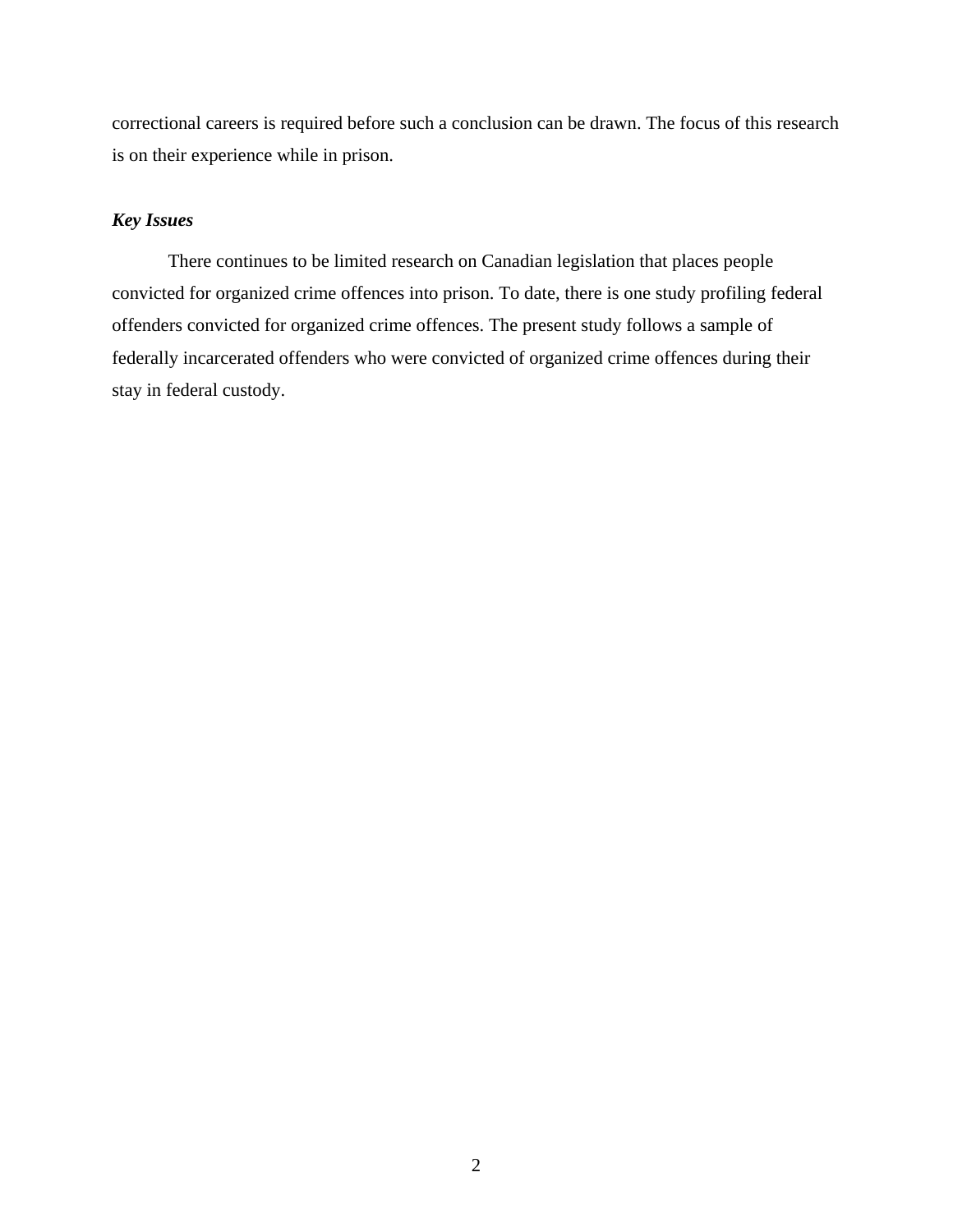correctional careers is required before such a conclusion can be drawn. The focus of this research is on their experience while in prison.

### *Key Issues*

There continues to be limited research on Canadian legislation that places people convicted for organized crime offences into prison. To date, there is one study profiling federal offenders convicted for organized crime offences. The present study follows a sample of federally incarcerated offenders who were convicted of organized crime offences during their stay in federal custody.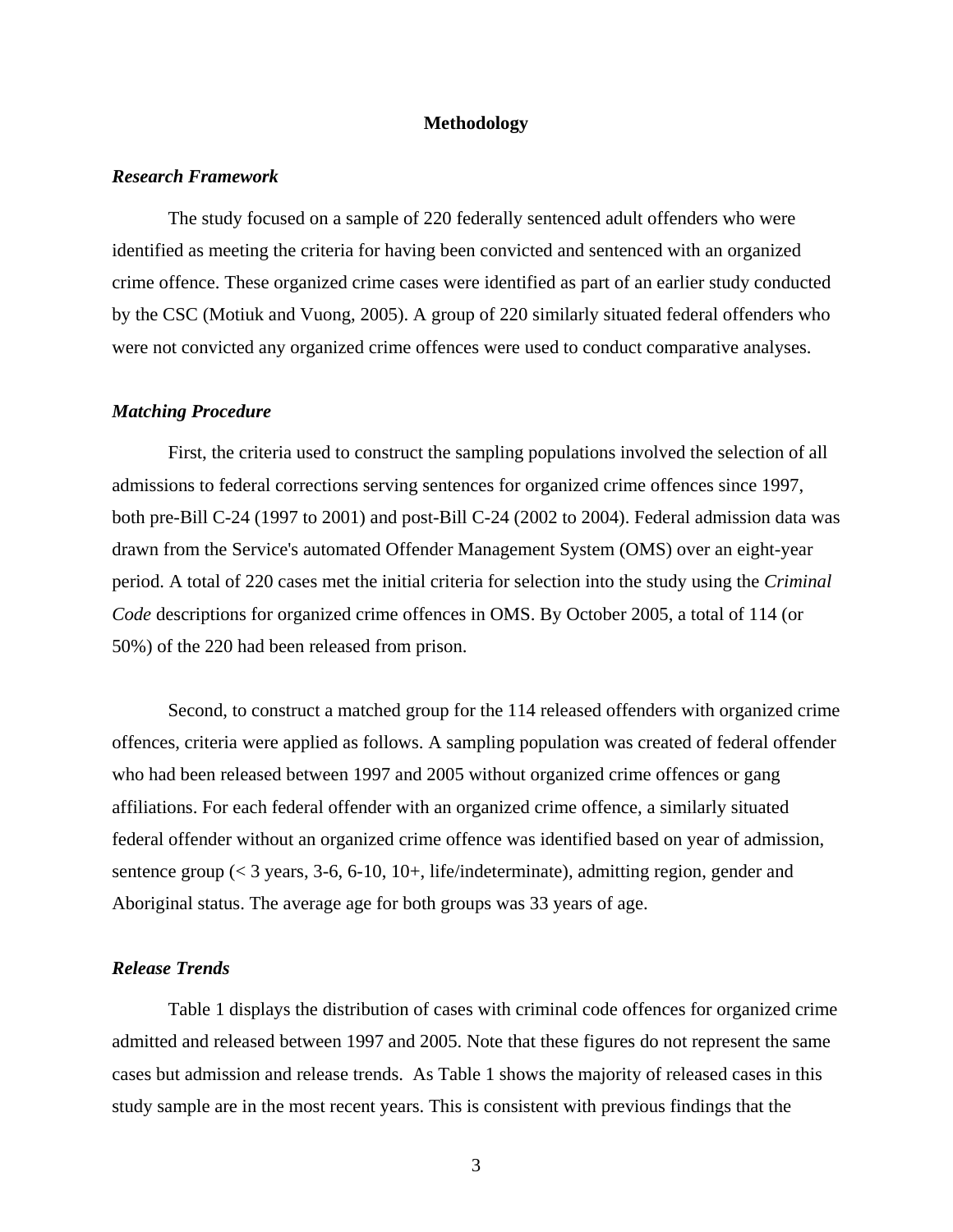## Methodology

### *Research Framework*

The study focused on a sample of 220 federally sentenced adult offenders who were identified as meeting the criteria for having been convicted and sentenced with an organized crime offence. These organized crime cases were identified as part of an earlier study conducted by the CSC (Motiuk and Vuong, 2005). A group of 220 similarly situated federal offenders who were not convicted any organized crime offences were used to conduct comparative analyses.

### *Matching Procedure*

First, the criteria used to construct the sampling populations involved the selection of all admissions to federal corrections serving sentences for organized crime offences since 1997, both pre-Bill C-24 (1997 to 2001) and post-Bill C-24 (2002 to 2004). Federal admission data was drawn from the Service's automated Offender Management System (OMS) over an eight-year period. A total of 220 cases met the initial criteria for selection into the study using the *Criminal Code* descriptions for organized crime offences in OMS. By October 2005, a total of 114 (or 50%) of the 220 had been released from prison.

Second, to construct a matched group for the 114 released offenders with organized crime offences, criteria were applied as follows. A sampling population was created of federal offender who had been released between 1997 and 2005 without organized crime offences or gang affiliations. For each federal offender with an organized crime offence, a similarly situated federal offender without an organized crime offence was identified based on year of admission, sentence group (< 3 years, 3-6, 6-10, 10+, life/indeterminate), admitting region, gender and Aboriginal status. The average age for both groups was 33 years of age.

### *Release Trends*

Table 1 displays the distribution of cases with criminal code offences for organized crime admitted and released between 1997 and 2005. Note that these figures do not represent the same cases but admission and release trends. As Table 1 shows the majority of released cases in this study sample are in the most recent years. This is consistent with previous findings that the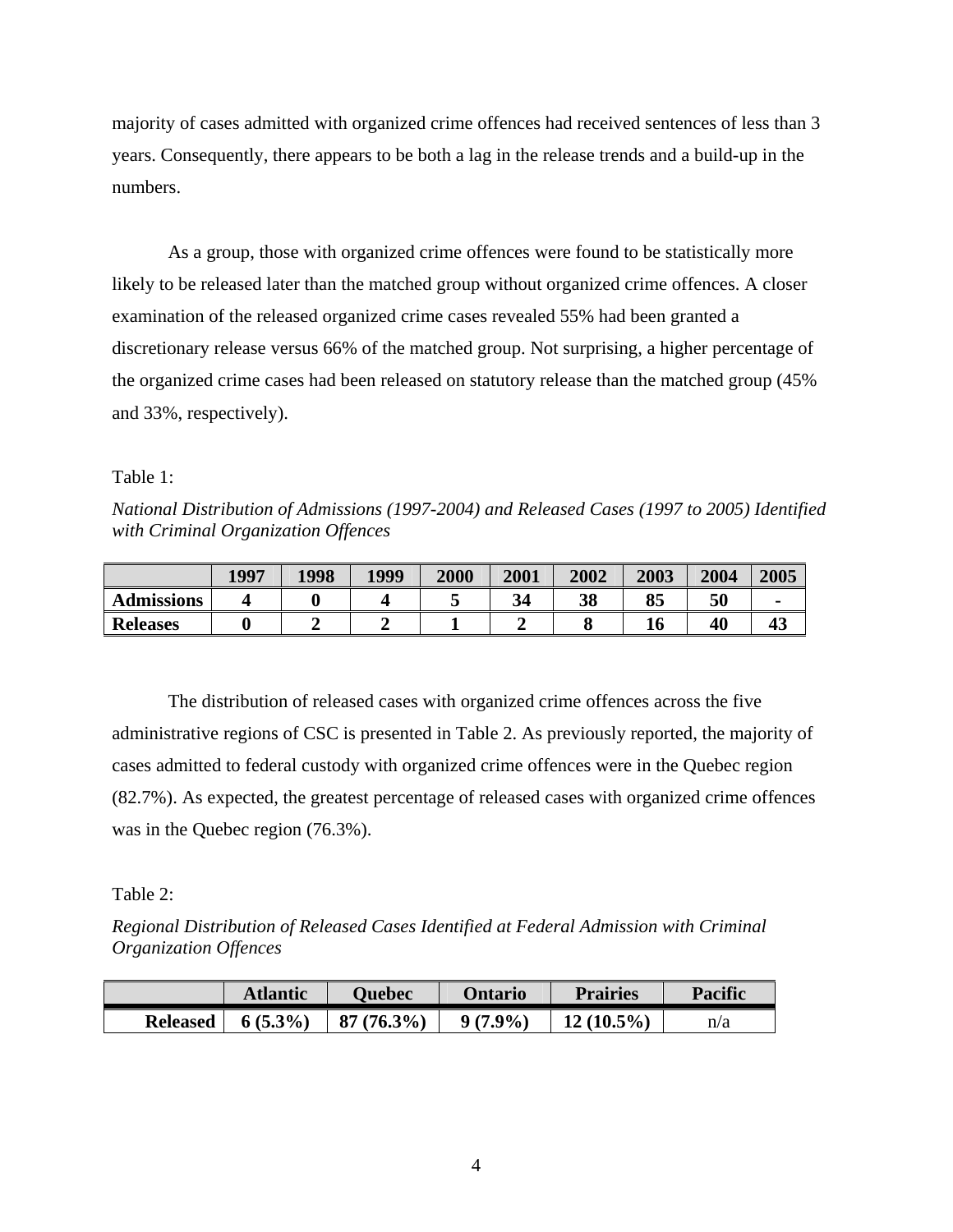majority of cases admitted with organized crime offences had received sentences of less than 3 years. Consequently, there appears to be both a lag in the release trends and a build-up in the numbers.

As a group, those with organized crime offences were found to be statistically more likely to be released later than the matched group without organized crime offences. A closer examination of the released organized crime cases revealed 55% had been granted a discretionary release versus 66% of the matched group. Not surprising, a higher percentage of the organized crime cases had been released on statutory release than the matched group (45% and 33%, respectively).

Table 1:

*National Distribution of Admissions (1997-2004) and Released Cases (1997 to 2005) Identified with Criminal Organization Offences*

| | 1997 | 1998 | 1999 | 2000 | 2001 | 2002 | 2003 | 2004 | 2005 |
|---|---|---|---|---|---|---|---|---|---|
| **Admissions** | **4** | **0** | **4** | **5** | **34** | **38** | **85** | **50** | **-** |
| **Releases** | **0** | **2** | **2** | **1** | **2** | **8** | **16** | **40** | **43** |

The distribution of released cases with organized crime offences across the five administrative regions of CSC is presented in Table 2. As previously reported, the majority of cases admitted to federal custody with organized crime offences were in the Quebec region (82.7%). As expected, the greatest percentage of released cases with organized crime offences was in the Quebec region (76.3%).

Table 2:

*Regional Distribution of Released Cases Identified at Federal Admission with Criminal Organization Offences*

| | Atlantic | Quebec | Ontario | Prairies | Pacific |
|---|---|---|---|---|---|
| **Released** | **6 (5.3%)** | **87 (76.3%)** | **9 (7.9%)** | **12 (10.5%)** | n/a |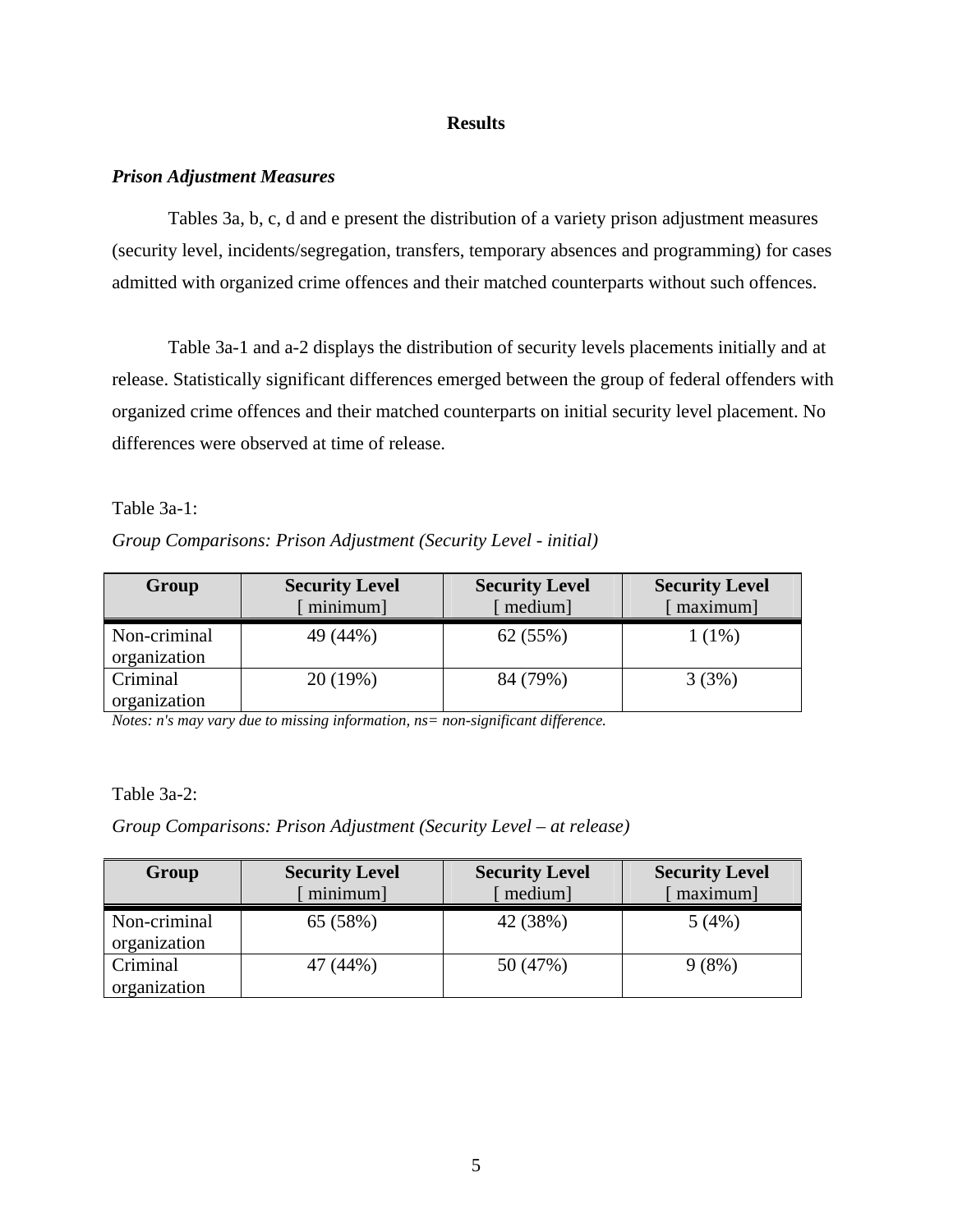## Results

### *Prison Adjustment Measures*

Tables 3a, b, c, d and e present the distribution of a variety prison adjustment measures (security level, incidents/segregation, transfers, temporary absences and programming) for cases admitted with organized crime offences and their matched counterparts without such offences.

Table 3a-1 and a-2 displays the distribution of security levels placements initially and at release. Statistically significant differences emerged between the group of federal offenders with organized crime offences and their matched counterparts on initial security level placement. No differences were observed at time of release.

Table 3a-1:

*Group Comparisons: Prison Adjustment (Security Level - initial)*

| Group | Security Level [ minimum] | Security Level [ medium] | Security Level [ maximum] |
|---|---|---|---|
| Non-criminal organization | 49 (44%) | 62 (55%) | 1 (1%) |
| Criminal organization | 20 (19%) | 84 (79%) | 3 (3%) |

*Notes: n's may vary due to missing information, ns= non-significant difference.*

Table 3a-2:

*Group Comparisons: Prison Adjustment (Security Level – at release)*

| Group | Security Level [ minimum] | Security Level [ medium] | Security Level [ maximum] |
|---|---|---|---|
| Non-criminal organization | 65 (58%) | 42 (38%) | 5 (4%) |
| Criminal organization | 47 (44%) | 50 (47%) | 9 (8%) |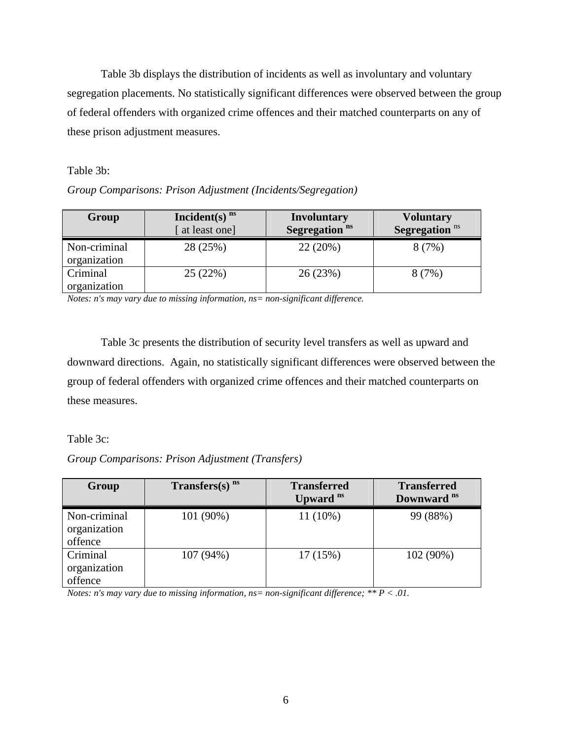Table 3b displays the distribution of incidents as well as involuntary and voluntary segregation placements. No statistically significant differences were observed between the group of federal offenders with organized crime offences and their matched counterparts on any of these prison adjustment measures.

Table 3b:

*Group Comparisons: Prison Adjustment (Incidents/Segregation)*

| Group | Incident(s) $^{ns}$ [ at least one] | Involuntary Segregation $^{ns}$ | Voluntary Segregation $^{ns}$ |
|---|---|---|---|
| Non-criminal organization | 28 (25%) | 22 (20%) | 8 (7%) |
| Criminal organization | 25 (22%) | 26 (23%) | 8 (7%) |

*Notes: n's may vary due to missing information, ns= non-significant difference.*

Table 3c presents the distribution of security level transfers as well as upward and downward directions. Again, no statistically significant differences were observed between the group of federal offenders with organized crime offences and their matched counterparts on these measures.

Table 3c:

*Group Comparisons: Prison Adjustment (Transfers)*

| Group | Transfers(s) $^{ns}$ | Transferred Upward $^{ns}$ | Transferred Downward $^{ns}$ |
|---|---|---|---|
| Non-criminal organization offence | 101 (90%) | 11 (10%) | 99 (88%) |
| Criminal organization offence | 107 (94%) | 17 (15%) | 102 (90%) |

*Notes: n's may vary due to missing information, ns= non-significant difference; ** $P < .01$.*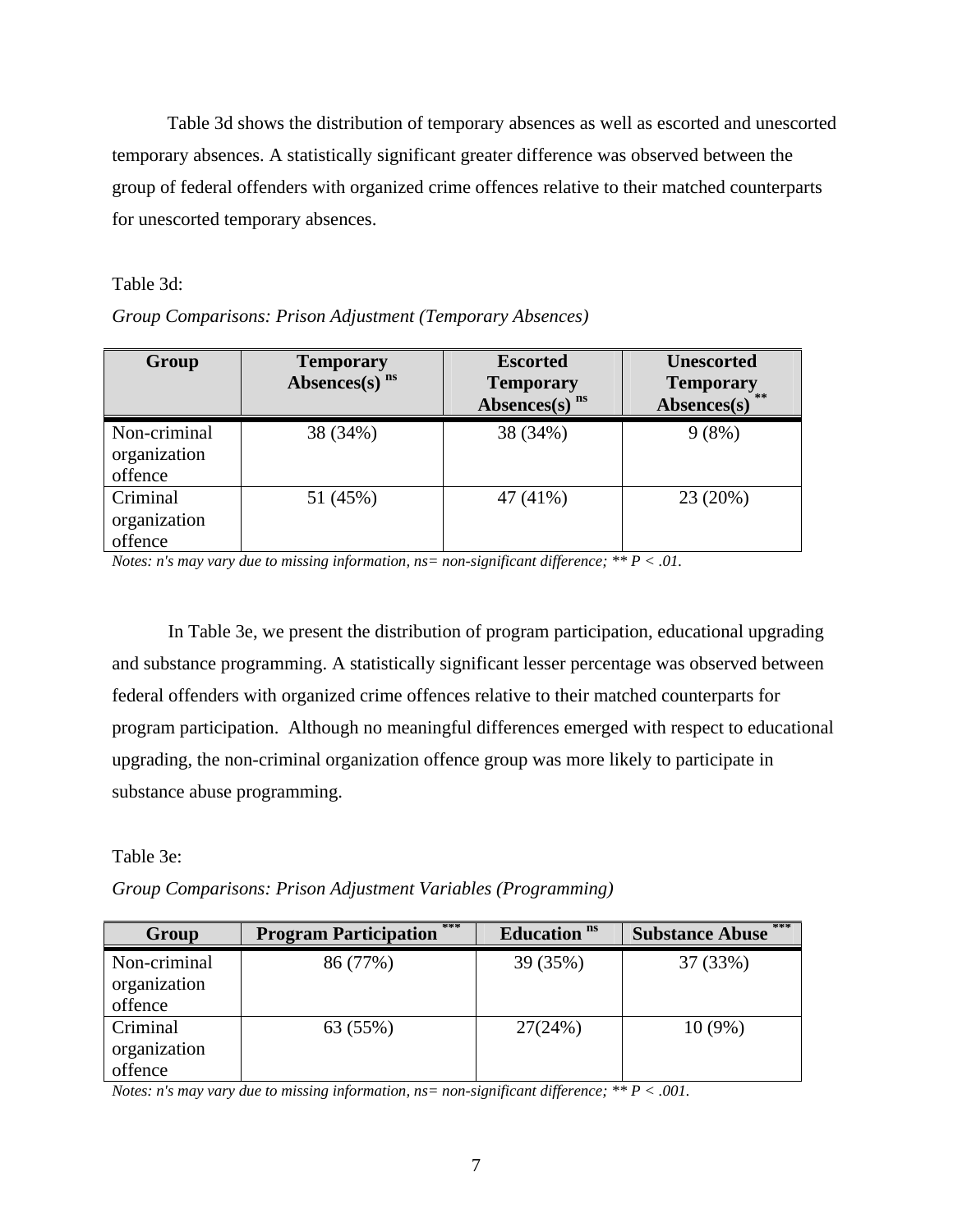Table 3d shows the distribution of temporary absences as well as escorted and unescorted temporary absences. A statistically significant greater difference was observed between the group of federal offenders with organized crime offences relative to their matched counterparts for unescorted temporary absences.

Table 3d:

*Group Comparisons: Prison Adjustment (Temporary Absences)*

| Group | Temporary Absences(s) $^{ns}$ | Escorted Temporary Absences(s) $^{ns}$ | Unescorted Temporary Absences(s) $^{**}$ |
|---|---|---|---|
| Non-criminal organization offence | 38 (34%) | 38 (34%) | 9 (8%) |
| Criminal organization offence | 51 (45%) | 47 (41%) | 23 (20%) |

*Notes: n's may vary due to missing information, ns= non-significant difference; ** P < .01.*

In Table 3e, we present the distribution of program participation, educational upgrading and substance programming. A statistically significant lesser percentage was observed between federal offenders with organized crime offences relative to their matched counterparts for program participation. Although no meaningful differences emerged with respect to educational upgrading, the non-criminal organization offence group was more likely to participate in substance abuse programming.

Table 3e:

*Group Comparisons: Prison Adjustment Variables (Programming)*

| Group | Program Participation $^{***}$ | Education $^{ns}$ | Substance Abuse $^{***}$ |
|---|---|---|---|
| Non-criminal organization offence | 86 (77%) | 39 (35%) | 37 (33%) |
| Criminal organization offence | 63 (55%) | 27(24%) | 10 (9%) |

*Notes: n's may vary due to missing information, ns= non-significant difference; ** P < .001.*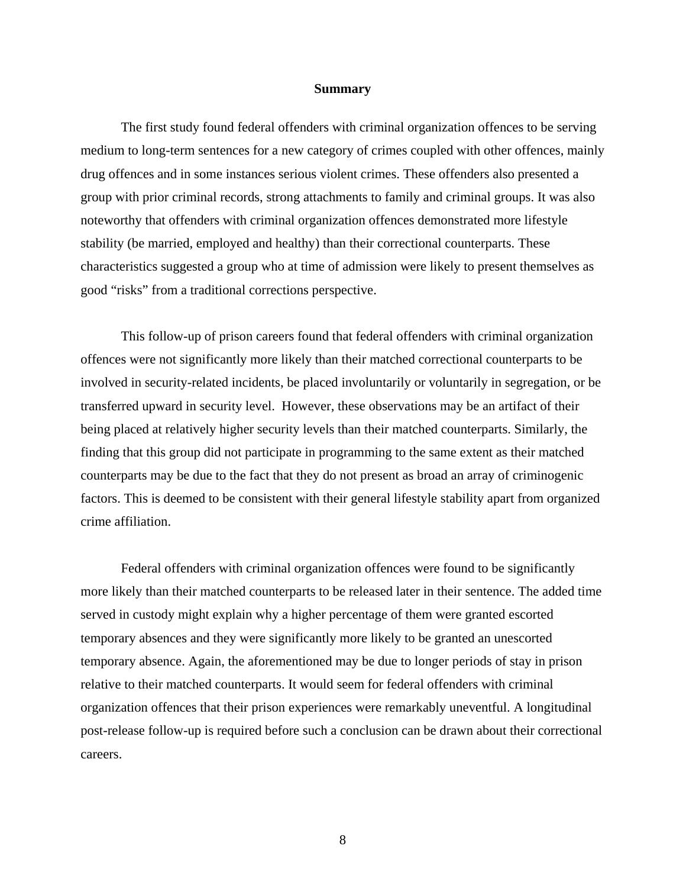## Summary

The first study found federal offenders with criminal organization offences to be serving medium to long-term sentences for a new category of crimes coupled with other offences, mainly drug offences and in some instances serious violent crimes. These offenders also presented a group with prior criminal records, strong attachments to family and criminal groups. It was also noteworthy that offenders with criminal organization offences demonstrated more lifestyle stability (be married, employed and healthy) than their correctional counterparts. These characteristics suggested a group who at time of admission were likely to present themselves as good "risks" from a traditional corrections perspective.

This follow-up of prison careers found that federal offenders with criminal organization offences were not significantly more likely than their matched correctional counterparts to be involved in security-related incidents, be placed involuntarily or voluntarily in segregation, or be transferred upward in security level. However, these observations may be an artifact of their being placed at relatively higher security levels than their matched counterparts. Similarly, the finding that this group did not participate in programming to the same extent as their matched counterparts may be due to the fact that they do not present as broad an array of criminogenic factors. This is deemed to be consistent with their general lifestyle stability apart from organized crime affiliation.

Federal offenders with criminal organization offences were found to be significantly more likely than their matched counterparts to be released later in their sentence. The added time served in custody might explain why a higher percentage of them were granted escorted temporary absences and they were significantly more likely to be granted an unescorted temporary absence. Again, the aforementioned may be due to longer periods of stay in prison relative to their matched counterparts. It would seem for federal offenders with criminal organization offences that their prison experiences were remarkably uneventful. A longitudinal post-release follow-up is required before such a conclusion can be drawn about their correctional careers.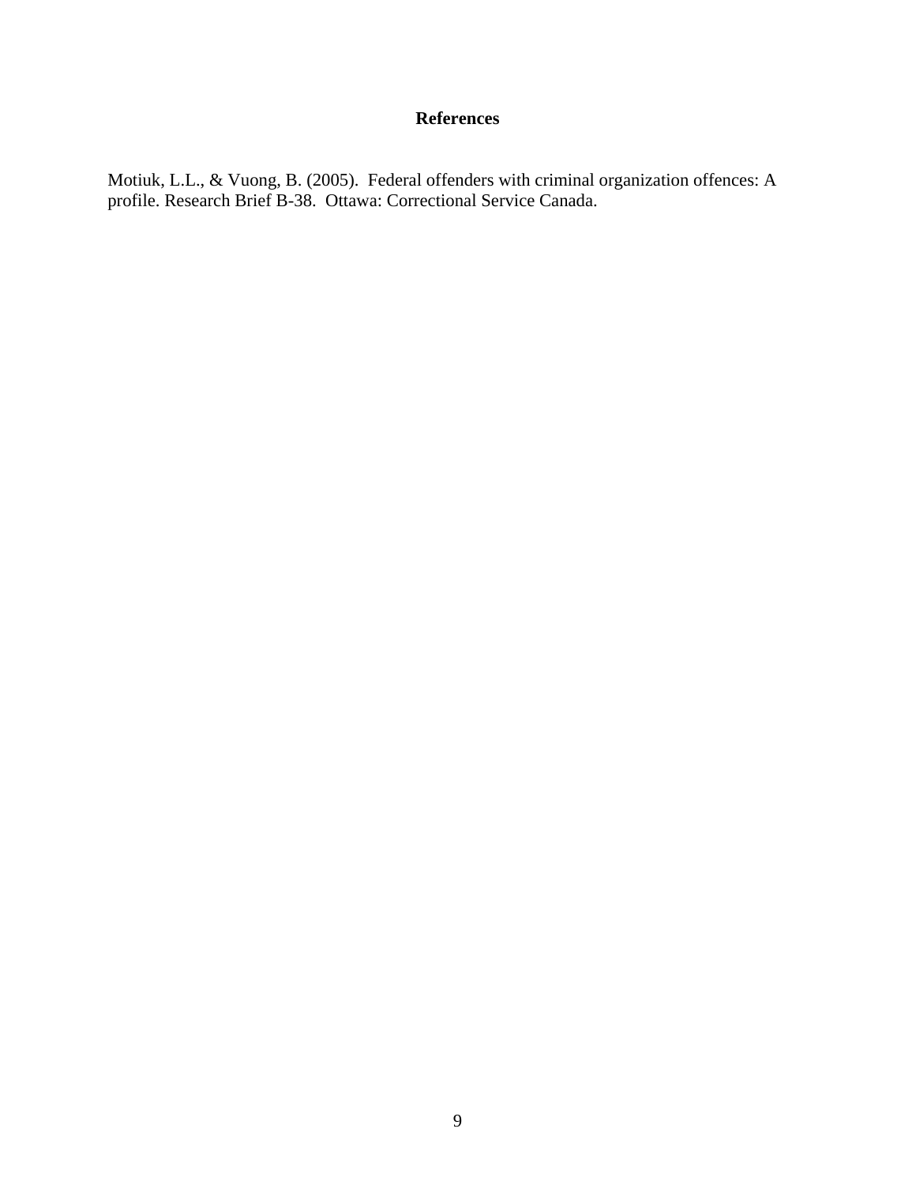# References

Motiuk, L.L., & Vuong, B. (2005). Federal offenders with criminal organization offences: A profile. Research Brief B-38. Ottawa: Correctional Service Canada.